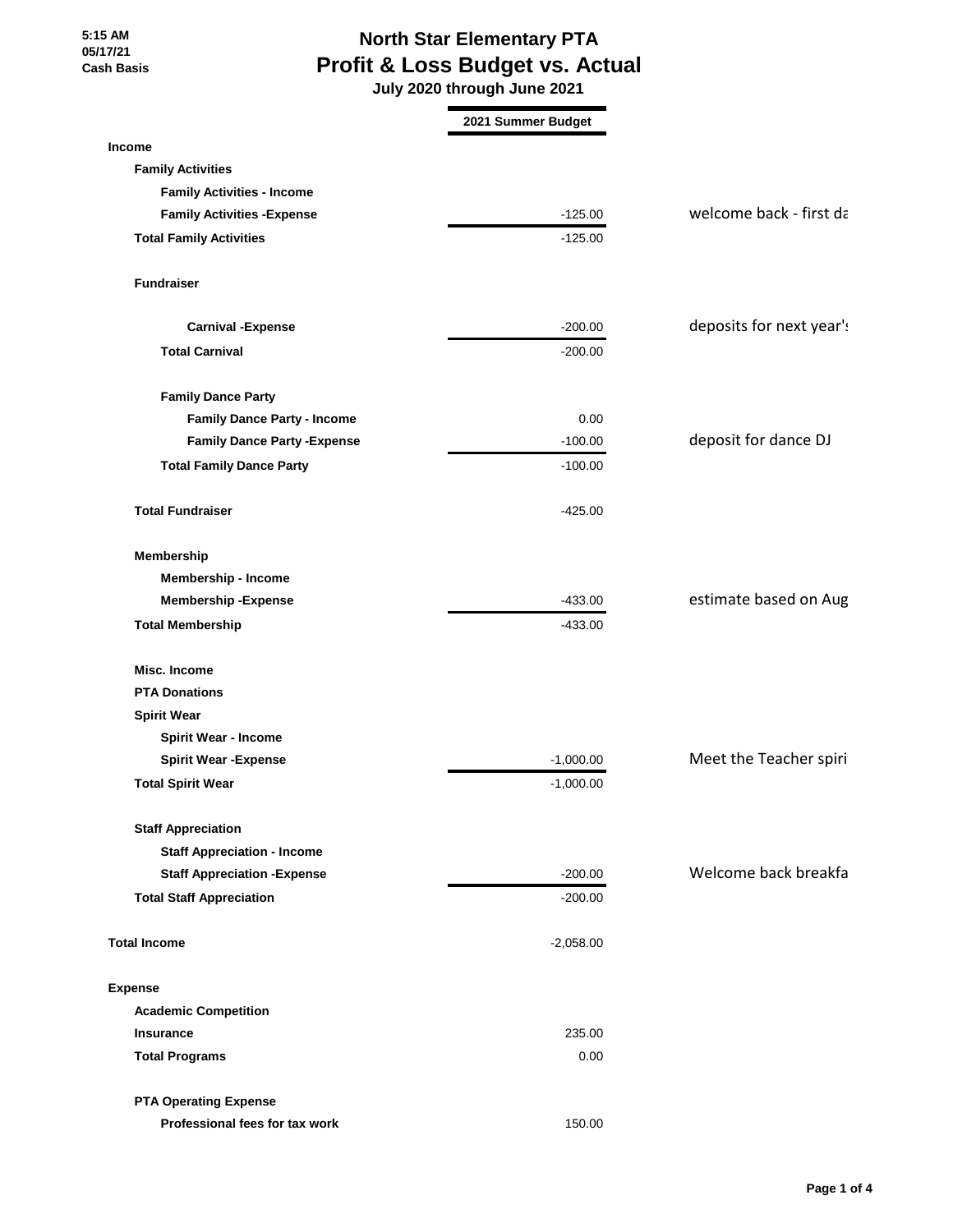5:15 AM
05/17/21
Cash Basis

# North Star Elementary PTA
## Profit & Loss Budget vs. Actual
### July 2020 through June 2021

| | 2021 Summer Budget | |
|---|---|---|
| **Income** | | |
| **Family Activities** | | |
| **Family Activities - Income** | | |
| **Family Activities -Expense** | -125.00 | welcome back - first da |
| **Total Family Activities** | -125.00 | |
| | | |
| **Fundraiser** | | |
| | | |
| **Carnival -Expense** | -200.00 | deposits for next year's |
| **Total Carnival** | -200.00 | |
| | | |
| **Family Dance Party** | | |
| **Family Dance Party - Income** | 0.00 | |
| **Family Dance Party -Expense** | -100.00 | deposit for dance DJ |
| **Total Family Dance Party** | -100.00 | |
| | | |
| **Total Fundraiser** | -425.00 | |
| | | |
| **Membership** | | |
| **Membership - Income** | | |
| **Membership -Expense** | -433.00 | estimate based on Aug |
| **Total Membership** | -433.00 | |
| | | |
| **Misc. Income** | | |
| **PTA Donations** | | |
| **Spirit Wear** | | |
| **Spirit Wear - Income** | | |
| **Spirit Wear -Expense** | -1,000.00 | Meet the Teacher spiri |
| **Total Spirit Wear** | -1,000.00 | |
| | | |
| **Staff Appreciation** | | |
| **Staff Appreciation - Income** | | |
| **Staff Appreciation -Expense** | -200.00 | Welcome back breakfa |
| **Total Staff Appreciation** | -200.00 | |
| | | |
| **Total Income** | -2,058.00 | |
| | | |
| **Expense** | | |
| **Academic Competition** | | |
| **Insurance** | 235.00 | |
| **Total Programs** | 0.00 | |
| | | |
| **PTA Operating Expense** | | |
| **Professional fees for tax work** | 150.00 | |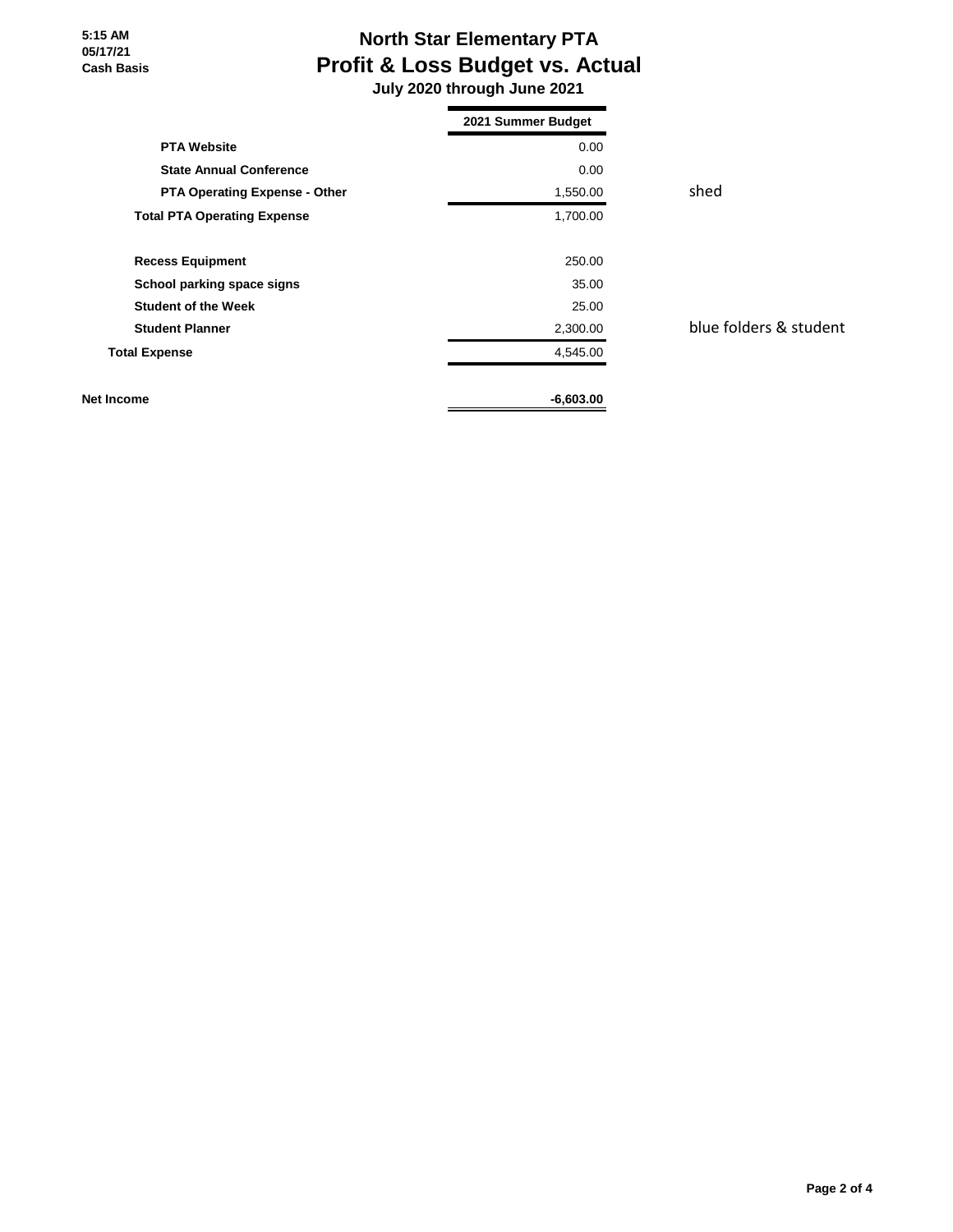# North Star Elementary PTA

## Profit & Loss Budget vs. Actual

### July 2020 through June 2021

5:15 AM
05/17/21
Cash Basis

| | 2021 Summer Budget | |
|---|---|---|
| PTA Website | 0.00 | |
| State Annual Conference | 0.00 | |
| PTA Operating Expense - Other | 1,550.00 | shed |
| Total PTA Operating Expense | 1,700.00 | |
| Recess Equipment | 250.00 | |
| School parking space signs | 35.00 | |
| Student of the Week | 25.00 | |
| Student Planner | 2,300.00 | blue folders & student |
| Total Expense | 4,545.00 | |
| Net Income | -6,603.00 | |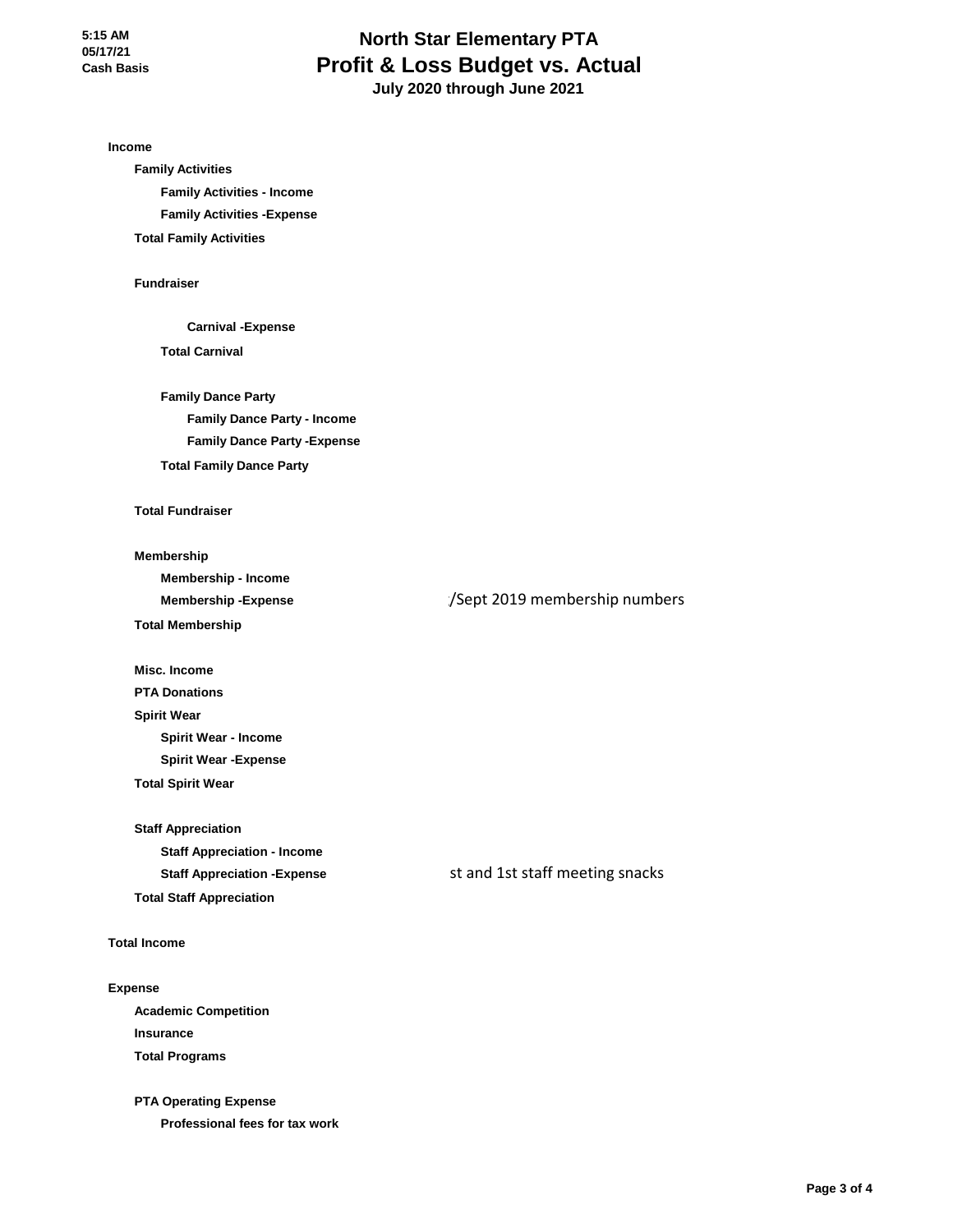# North Star Elementary PTA
## Profit & Loss Budget vs. Actual
### July 2020 through June 2021

5:15 AM
05/17/21
Cash Basis

| | |
|---|---|
| **Income** | |
| **Family Activities** | |
| **Family Activities - Income** | |
| **Family Activities -Expense** | |
| **Total Family Activities** | |
| | |
| **Fundraiser** | |
| | |
| **Carnival -Expense** | |
| **Total Carnival** | |
| | |
| **Family Dance Party** | |
| **Family Dance Party - Income** | |
| **Family Dance Party -Expense** | |
| **Total Family Dance Party** | |
| | |
| **Total Fundraiser** | |
| | |
| **Membership** | |
| **Membership - Income** | |
| **Membership -Expense** | /Sept 2019 membership numbers |
| **Total Membership** | |
| | |
| **Misc. Income** | |
| **PTA Donations** | |
| **Spirit Wear** | |
| **Spirit Wear - Income** | |
| **Spirit Wear -Expense** | |
| **Total Spirit Wear** | |
| | |
| **Staff Appreciation** | |
| **Staff Appreciation - Income** | |
| **Staff Appreciation -Expense** | st and 1st staff meeting snacks |
| **Total Staff Appreciation** | |
| | |
| **Total Income** | |
| | |
| **Expense** | |
| **Academic Competition** | |
| **Insurance** | |
| **Total Programs** | |
| | |
| **PTA Operating Expense** | |
| **Professional fees for tax work** | |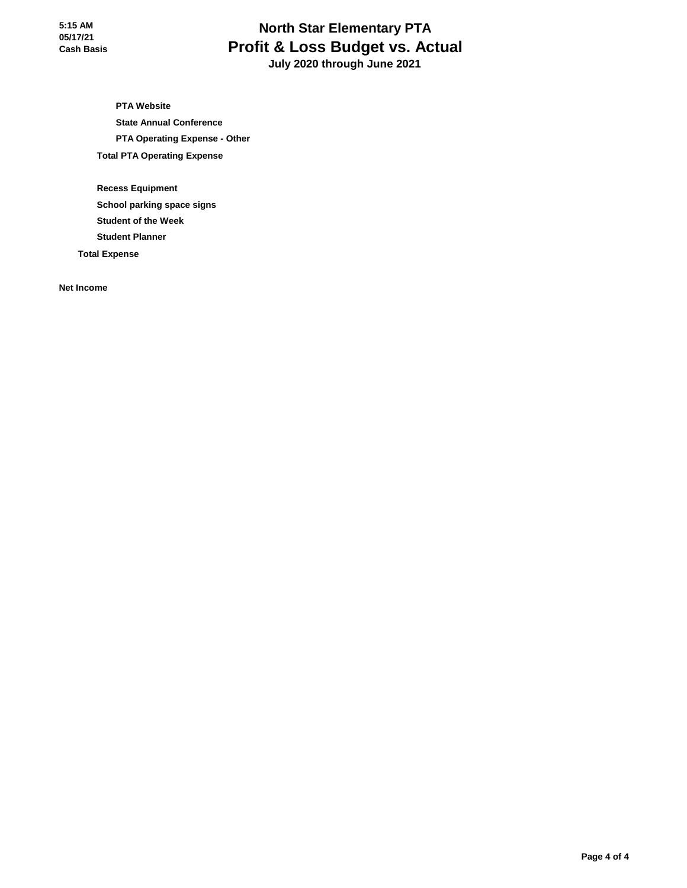# North Star Elementary PTA

## Profit & Loss Budget vs. Actual

**July 2020 through June 2021**

5:15 AM
05/17/21
Cash Basis

| |
|---|
| PTA Website |
| State Annual Conference |
| PTA Operating Expense - Other |
| Total PTA Operating Expense |
| Recess Equipment |
| School parking space signs |
| Student of the Week |
| Student Planner |
| Total Expense |
| Net Income |